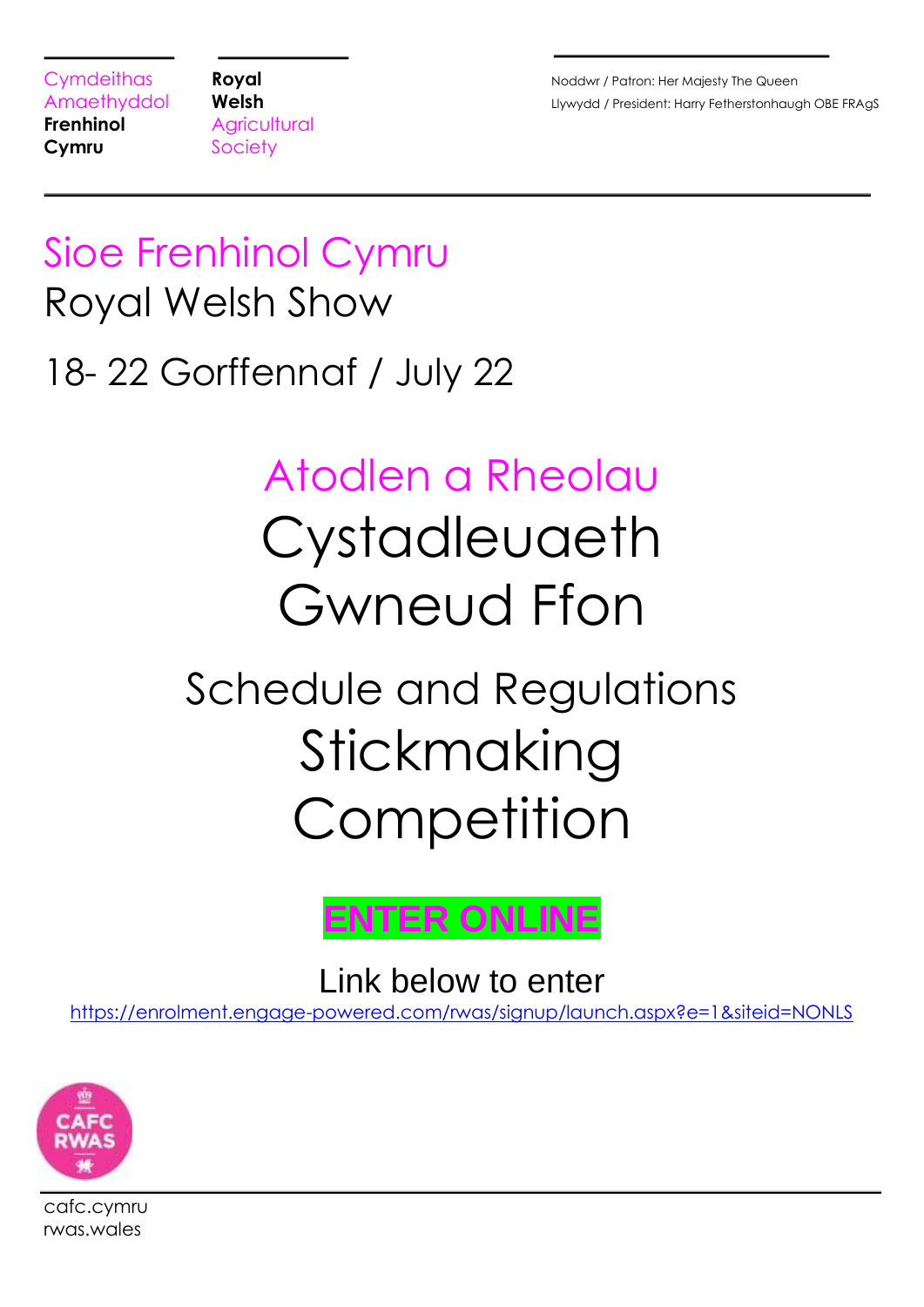Cymdeithas Amaethyddol **Frenhinol Cymru**

**Royal Welsh** Agricultural Society

Noddwr / Patron: Her Majesty The Queen
Llywydd / President: Harry Fetherstonhaugh OBE FRAgS

# Sioe Frenhinol Cymru
# Royal Welsh Show

## 18- 22 Gorffennaf / July 22

# Atodlen a Rheolau
# Cystadleuaeth Gwneud Ffon

# Schedule and Regulations
# Stickmaking Competition

**ENTER ONLINE**

Link below to enter
https://enrolment.engage-powered.com/rwas/signup/launch.aspx?e=1&siteid=NONLS

CAFC RWAS

cafc.cymru
rwas.wales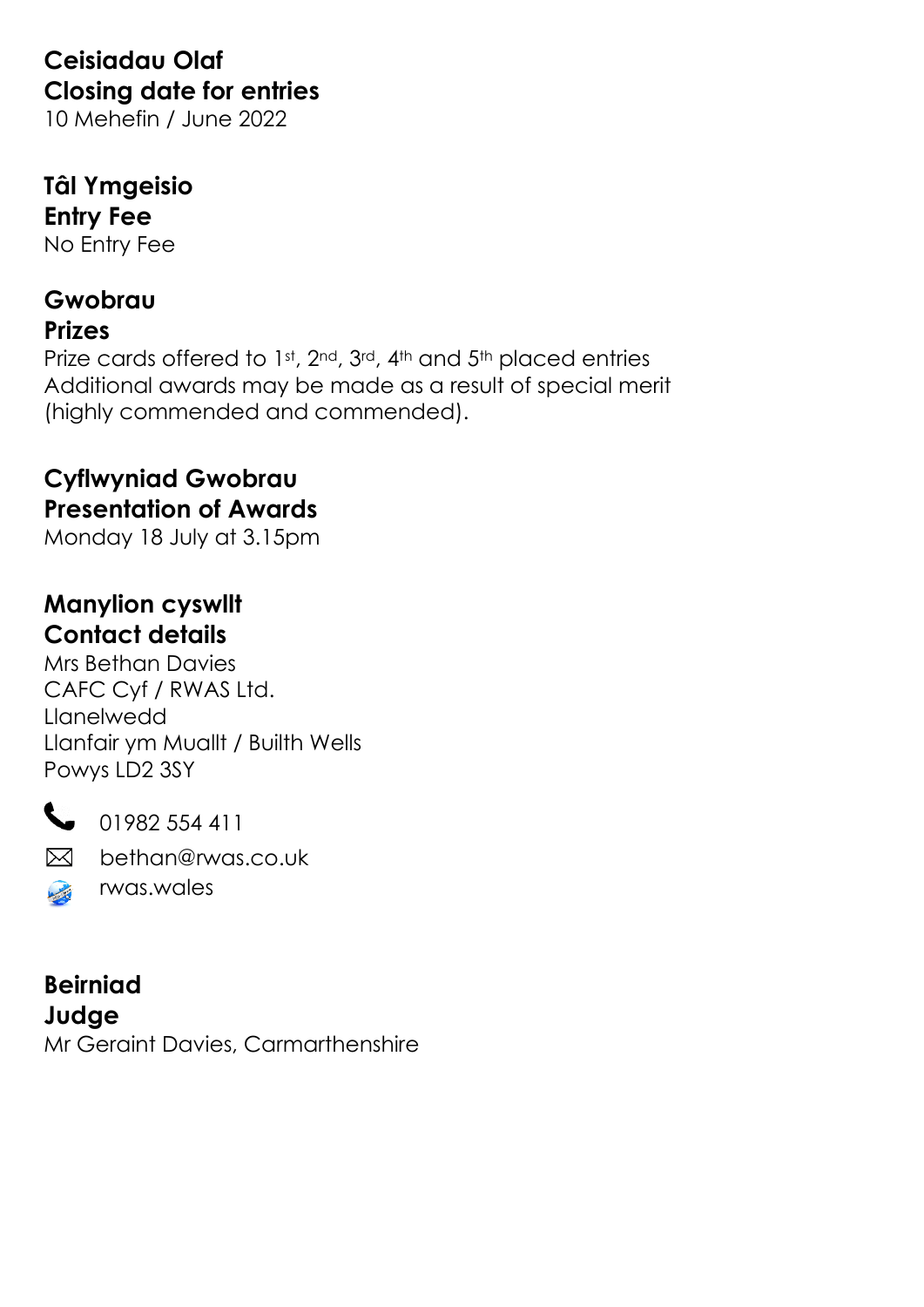**Ceisiadau Olaf**
**Closing date for entries**
10 Mehefin / June 2022

**Tâl Ymgeisio**
**Entry Fee**
No Entry Fee

**Gwobrau**
**Prizes**
Prize cards offered to 1st, 2nd, 3rd, 4th and 5th placed entries
Additional awards may be made as a result of special merit
(highly commended and commended).

**Cyflwyniad Gwobrau**
**Presentation of Awards**
Monday 18 July at 3.15pm

**Manylion cyswllt**
**Contact details**
Mrs Bethan Davies
CAFC Cyf / RWAS Ltd.
Llanelwedd
Llanfair ym Muallt / Builth Wells
Powys LD2 3SY

01982 554 411
bethan@rwas.co.uk
rwas.wales

**Beirniad**
**Judge**
Mr Geraint Davies, Carmarthenshire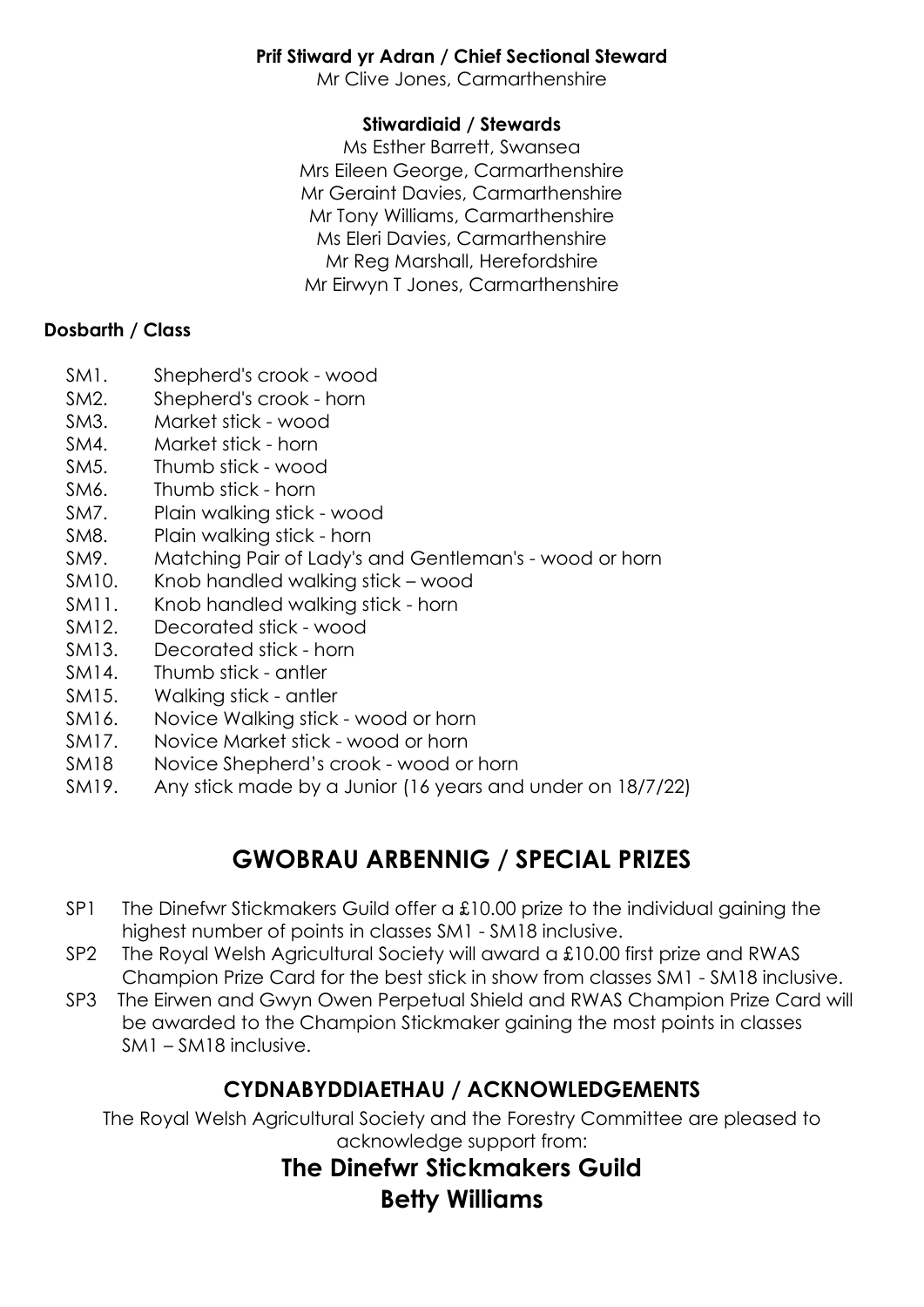**Prif Stiward yr Adran / Chief Sectional Steward**

Mr Clive Jones, Carmarthenshire

**Stiwardiaid / Stewards**

Ms Esther Barrett, Swansea
Mrs Eileen George, Carmarthenshire
Mr Geraint Davies, Carmarthenshire
Mr Tony Williams, Carmarthenshire
Ms Eleri Davies, Carmarthenshire
Mr Reg Marshall, Herefordshire
Mr Eirwyn T Jones, Carmarthenshire

**Dosbarth / Class**

- SM1. Shepherd's crook - wood
- SM2. Shepherd's crook - horn
- SM3. Market stick - wood
- SM4. Market stick - horn
- SM5. Thumb stick - wood
- SM6. Thumb stick - horn
- SM7. Plain walking stick - wood
- SM8. Plain walking stick - horn
- SM9. Matching Pair of Lady's and Gentleman's - wood or horn
- SM10. Knob handled walking stick – wood
- SM11. Knob handled walking stick - horn
- SM12. Decorated stick - wood
- SM13. Decorated stick - horn
- SM14. Thumb stick - antler
- SM15. Walking stick - antler
- SM16. Novice Walking stick - wood or horn
- SM17. Novice Market stick - wood or horn
- SM18 Novice Shepherd's crook - wood or horn
- SM19. Any stick made by a Junior (16 years and under on 18/7/22)

## GWOBRAU ARBENNIG / SPECIAL PRIZES

- SP1 The Dinefwr Stickmakers Guild offer a £10.00 prize to the individual gaining the highest number of points in classes SM1 - SM18 inclusive.
- SP2 The Royal Welsh Agricultural Society will award a £10.00 first prize and RWAS Champion Prize Card for the best stick in show from classes SM1 - SM18 inclusive.
- SP3 The Eirwen and Gwyn Owen Perpetual Shield and RWAS Champion Prize Card will be awarded to the Champion Stickmaker gaining the most points in classes SM1 – SM18 inclusive.

### CYDNABYDDIAETHAU / ACKNOWLEDGEMENTS

The Royal Welsh Agricultural Society and the Forestry Committee are pleased to acknowledge support from:

## The Dinefwr Stickmakers Guild
## Betty Williams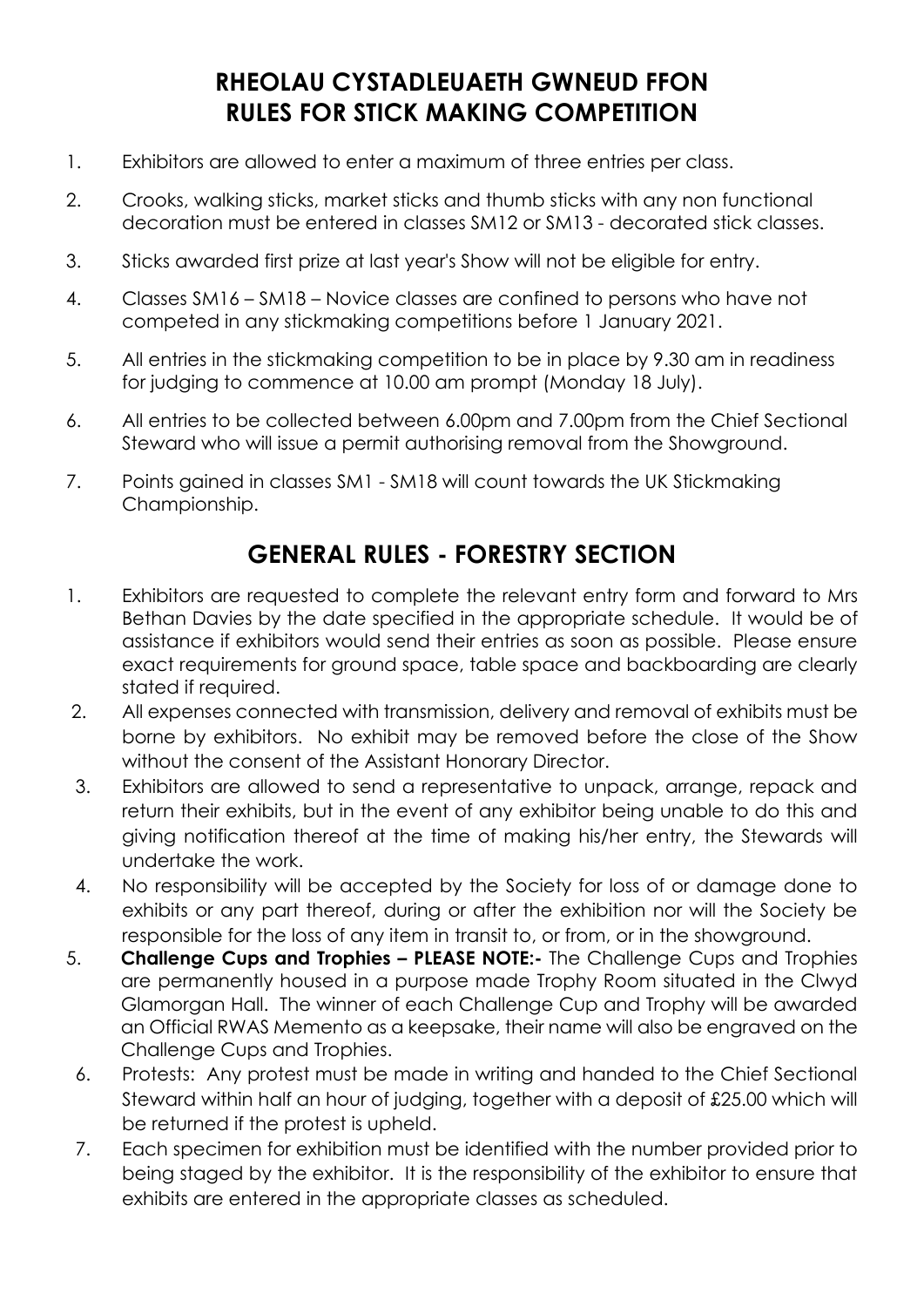# RHEOLAU CYSTADLEUAETH GWNEUD FFON
# RULES FOR STICK MAKING COMPETITION

1. Exhibitors are allowed to enter a maximum of three entries per class.
2. Crooks, walking sticks, market sticks and thumb sticks with any non functional decoration must be entered in classes SM12 or SM13 - decorated stick classes.
3. Sticks awarded first prize at last year's Show will not be eligible for entry.
4. Classes SM16 – SM18 – Novice classes are confined to persons who have not competed in any stickmaking competitions before 1 January 2021.
5. All entries in the stickmaking competition to be in place by 9.30 am in readiness for judging to commence at 10.00 am prompt (Monday 18 July).
6. All entries to be collected between 6.00pm and 7.00pm from the Chief Sectional Steward who will issue a permit authorising removal from the Showground.
7. Points gained in classes SM1 - SM18 will count towards the UK Stickmaking Championship.

## GENERAL RULES - FORESTRY SECTION

1. Exhibitors are requested to complete the relevant entry form and forward to Mrs Bethan Davies by the date specified in the appropriate schedule. It would be of assistance if exhibitors would send their entries as soon as possible. Please ensure exact requirements for ground space, table space and backboarding are clearly stated if required.
2. All expenses connected with transmission, delivery and removal of exhibits must be borne by exhibitors. No exhibit may be removed before the close of the Show without the consent of the Assistant Honorary Director.
3. Exhibitors are allowed to send a representative to unpack, arrange, repack and return their exhibits, but in the event of any exhibitor being unable to do this and giving notification thereof at the time of making his/her entry, the Stewards will undertake the work.
4. No responsibility will be accepted by the Society for loss of or damage done to exhibits or any part thereof, during or after the exhibition nor will the Society be responsible for the loss of any item in transit to, or from, or in the showground.
5. **Challenge Cups and Trophies – PLEASE NOTE:-** The Challenge Cups and Trophies are permanently housed in a purpose made Trophy Room situated in the Clwyd Glamorgan Hall. The winner of each Challenge Cup and Trophy will be awarded an Official RWAS Memento as a keepsake, their name will also be engraved on the Challenge Cups and Trophies.
6. Protests: Any protest must be made in writing and handed to the Chief Sectional Steward within half an hour of judging, together with a deposit of £25.00 which will be returned if the protest is upheld.
7. Each specimen for exhibition must be identified with the number provided prior to being staged by the exhibitor. It is the responsibility of the exhibitor to ensure that exhibits are entered in the appropriate classes as scheduled.